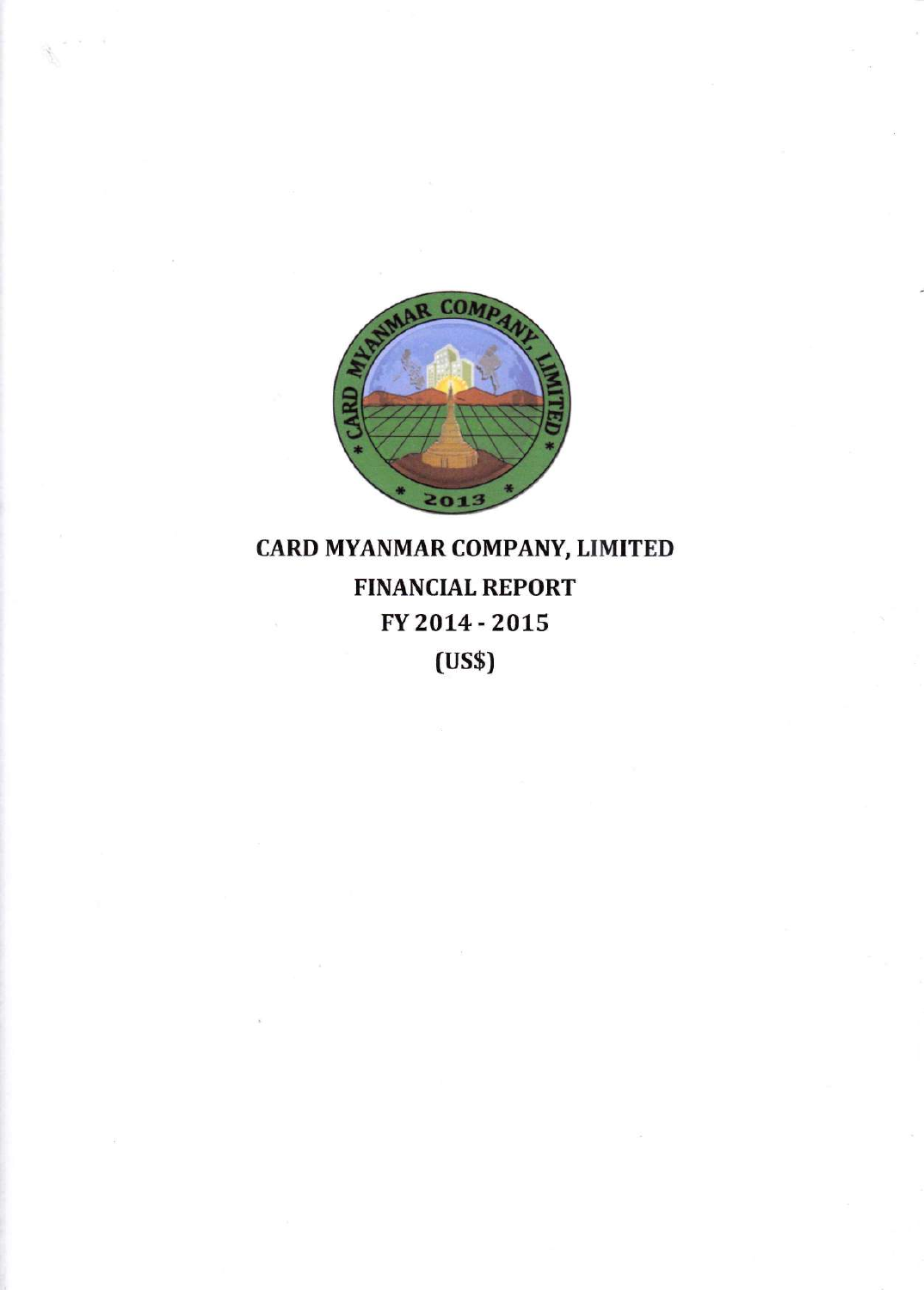# CARD MYANMAR COMPANY, LIMITED

## FINANCIAL REPORT

## FY 2014 - 2015

## (US$)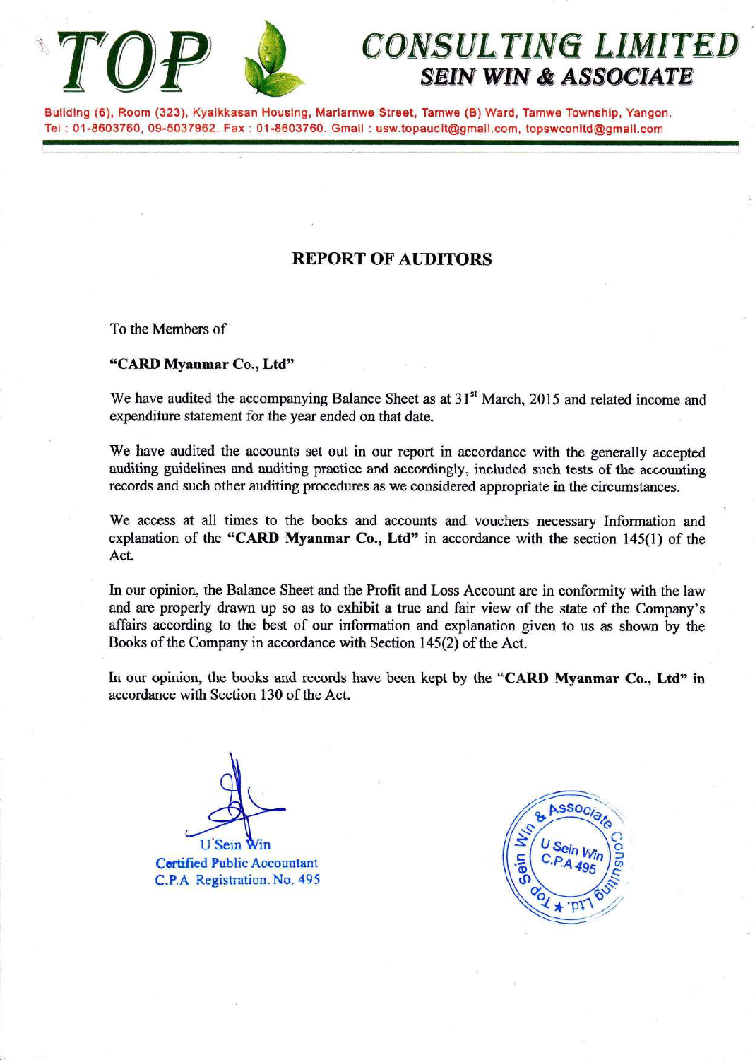# TOP CONSULTING LIMITED
## SEIN WIN & ASSOCIATE

Building (6), Room (323), Kyaikkasan Housing, Marlarnwe Street, Tamwe (B) Ward, Tamwe Township, Yangon.
Tel : 01-8603760, 09-5037962. Fax : 01-8603760. Gmail : usw.topaudit@gmail.com, topswconltd@gmail.com

## REPORT OF AUDITORS

To the Members of

**"CARD Myanmar Co., Ltd"**

We have audited the accompanying Balance Sheet as at 31st March, 2015 and related income and expenditure statement for the year ended on that date.

We have audited the accounts set out in our report in accordance with the generally accepted auditing guidelines and auditing practice and accordingly, included such tests of the accounting records and such other auditing procedures as we considered appropriate in the circumstances.

We access at all times to the books and accounts and vouchers necessary Information and explanation of the **"CARD Myanmar Co., Ltd"** in accordance with the section 145(1) of the Act.

In our opinion, the Balance Sheet and the Profit and Loss Account are in conformity with the law and are properly drawn up so as to exhibit a true and fair view of the state of the Company's affairs according to the best of our information and explanation given to us as shown by the Books of the Company in accordance with Section 145(2) of the Act.

In our opinion, the books and records have been kept by the **"CARD Myanmar Co., Ltd"** in accordance with Section 130 of the Act.

U Sein Win
Certified Public Accountant
C.P.A Registration. No. 495

(Seal: Top Sein Win & Associate Consulting Ltd. — U Sein Win C.P.A 495)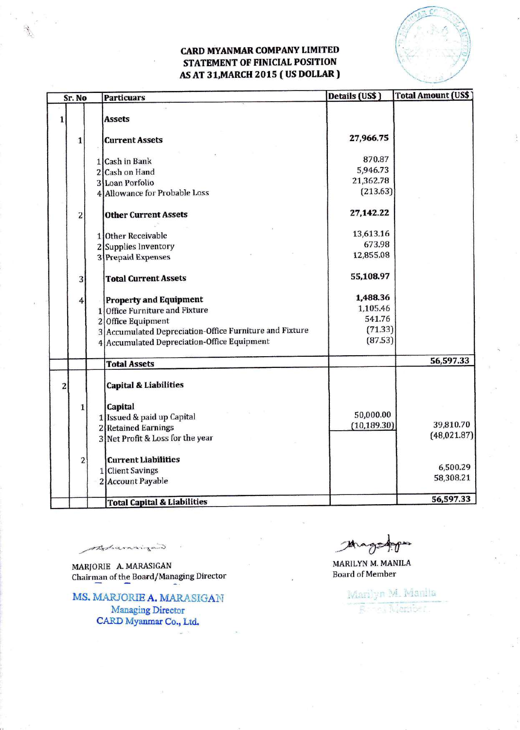# CARD MYANMAR COMPANY LIMITED
## STATEMENT OF FINICIAL POSITION
## AS AT 31,MARCH 2015 ( US DOLLAR )

| Sr. No | | | Particuars | Details (US$) | Total Amount (US$) |
|---|---|---|---|---|---|
| 1 | | | **Assets** | | |
| | 1 | | **Current Assets** | **27,966.75** | |
| | | 1 | Cash in Bank | 870.87 | |
| | | 2 | Cash on Hand | 5,946.73 | |
| | | 3 | Loan Porfolio | 21,362.78 | |
| | | 4 | Allowance for Probable Loss | (213.63) | |
| | 2 | | **Other Current Assets** | **27,142.22** | |
| | | 1 | Other Receivable | 13,613.16 | |
| | | 2 | Supplies Inventory | 673.98 | |
| | | 3 | Prepaid Expenses | 12,855.08 | |
| | 3 | | **Total Current Assets** | **55,108.97** | |
| | 4 | | **Property and Equipment** | **1,488.36** | |
| | | 1 | Office Furniture and Fixture | 1,105.46 | |
| | | 2 | Office Equipment | 541.76 | |
| | | 3 | Accumulated Depreciation-Office Furniture and Fixture | (71.33) | |
| | | 4 | Accumulated Depreciation-Office Equipment | (87.53) | |
| | | | **Total Assets** | | **56,597.33** |
| 2 | | | **Capital & Liabilities** | | |
| | 1 | | **Capital** | | |
| | | 1 | Issued & paid up Capital | 50,000.00 | |
| | | 2 | Retained Earnings | (10,189.30) | 39,810.70 |
| | | 3 | Net Profit & Loss for the year | | (48,021.87) |
| | 2 | | **Current Liabilities** | | |
| | | 1 | Client Savings | | 6,500.29 |
| | | 2 | Account Payable | | 58,308.21 |
| | | | **Total Capital & Liabilities** | | **56,597.33** |

MARJORIE A. MARASIGAN
Chairman of the Board/Managing Director

MS. MARJORIE A. MARASIGAN
Managing Director
CARD Myanmar Co., Ltd.

MARILYN M. MANILA
Board of Member

Marilyn M. Manila
Board Member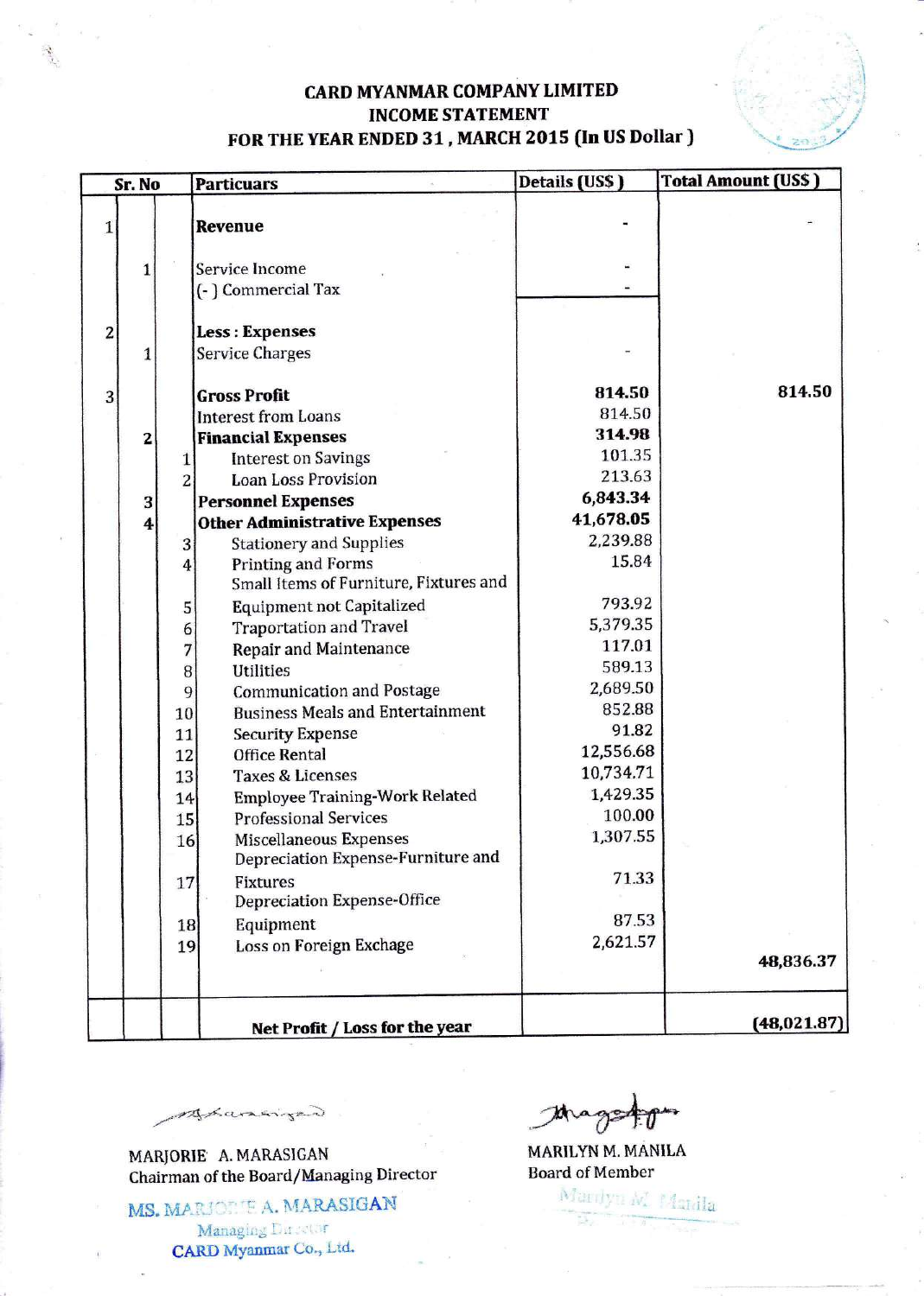# CARD MYANMAR COMPANY LIMITED
## INCOME STATEMENT
### FOR THE YEAR ENDED 31 , MARCH 2015 (In US Dollar )

| Sr. No | | | Particulars | Details (US$ ) | Total Amount (US$ ) |
|---|---|---|---|---|---|
| 1 | | | **Revenue** | - | - |
| | 1 | | Service Income | - | |
| | | | (- ) Commercial Tax | - | |
| 2 | | | **Less : Expenses** | | |
| | 1 | | Service Charges | - | |
| 3 | | | **Gross Profit** | **814.50** | **814.50** |
| | | | Interest from Loans | 814.50 | |
| | 2 | | **Financial Expenses** | **314.98** | |
| | | 1 | Interest on Savings | 101.35 | |
| | | 2 | Loan Loss Provision | 213.63 | |
| | 3 | | **Personnel Expenses** | **6,843.34** | |
| | 4 | | **Other Administrative Expenses** | **41,678.05** | |
| | | 3 | Stationery and Supplies | 2,239.88 | |
| | | 4 | Printing and Forms | 15.84 | |
| | | 5 | Small Items of Furniture, Fixtures and Equipment not Capitalized | 793.92 | |
| | | 6 | Traportation and Travel | 5,379.35 | |
| | | 7 | Repair and Maintenance | 117.01 | |
| | | 8 | Utilities | 589.13 | |
| | | 9 | Communication and Postage | 2,689.50 | |
| | | 10 | Business Meals and Entertainment | 852.88 | |
| | | 11 | Security Expense | 91.82 | |
| | | 12 | Office Rental | 12,556.68 | |
| | | 13 | Taxes & Licenses | 10,734.71 | |
| | | 14 | Employee Training-Work Related | 1,429.35 | |
| | | 15 | Professional Services | 100.00 | |
| | | 16 | Miscellaneous Expenses | 1,307.55 | |
| | | 17 | Depreciation Expense-Furniture and Fixtures | 71.33 | |
| | | 18 | Depreciation Expense-Office Equipment | 87.53 | |
| | | 19 | Loss on Foreign Exchange | 2,621.57 | |
| | | | | | **48,836.37** |
| | | | **Net Profit / Loss for the year** | | **(48,021.87)** |

MARJORIE A. MARASIGAN
Chairman of the Board/Managing Director

MS. MARJORIE A. MARASIGAN
Managing Director
CARD Myanmar Co., Ltd.

MARILYN M. MANILA
Board of Member

Marilyn M. Manila